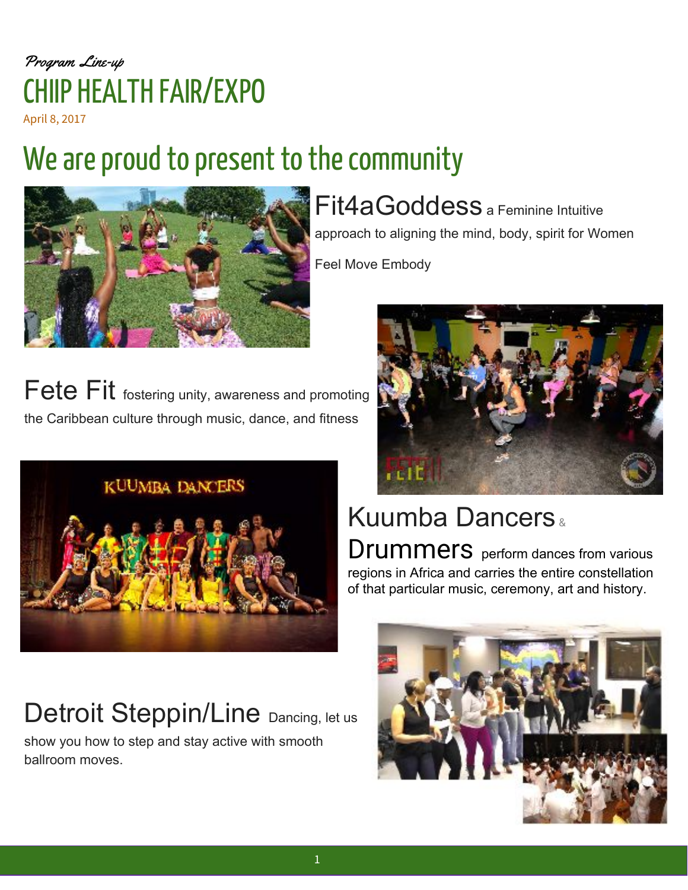*Program Line-up*

# CHIIP HEALTH FAIR/EXPO

April 8, 2017

## We are proud to present to the community

**Fit4aGoddess** a Feminine Intuitive approach to aligning the mind, body, spirit for Women

Feel Move Embody

**Fete Fit** fostering unity, awareness and promoting the Caribbean culture through music, dance, and fitness

**Kuumba Dancers & Drummers** perform dances from various regions in Africa and carries the entire constellation of that particular music, ceremony, art and history.

**Detroit Steppin/Line** Dancing, let us show you how to step and stay active with smooth ballroom moves.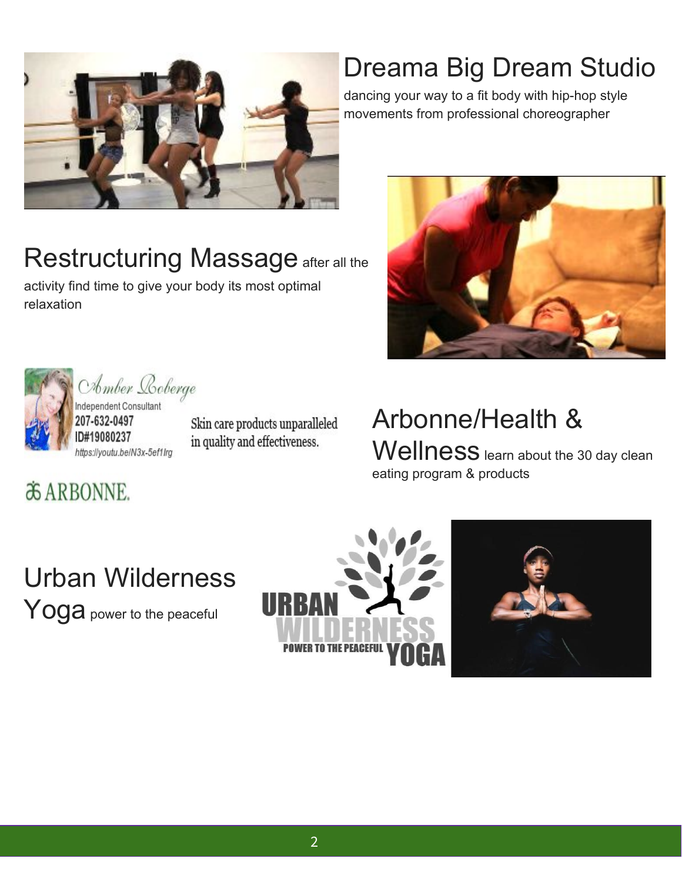## Dreama Big Dream Studio

dancing your way to a fit body with hip-hop style movements from professional choreographer

## Restructuring Massage

after all the activity find time to give your body its most optimal relaxation

Amber Roberge
Independent Consultant
207-632-0497
ID#19080237
https://youtu.be/N3x-5ef1lrg

Skin care products unparalleled in quality and effectiveness.

ARBONNE.

## Arbonne/Health & Wellness

learn about the 30 day clean eating program & products

## Urban Wilderness Yoga

power to the peaceful

URBAN WILDERNESS YOGA
POWER TO THE PEACEFUL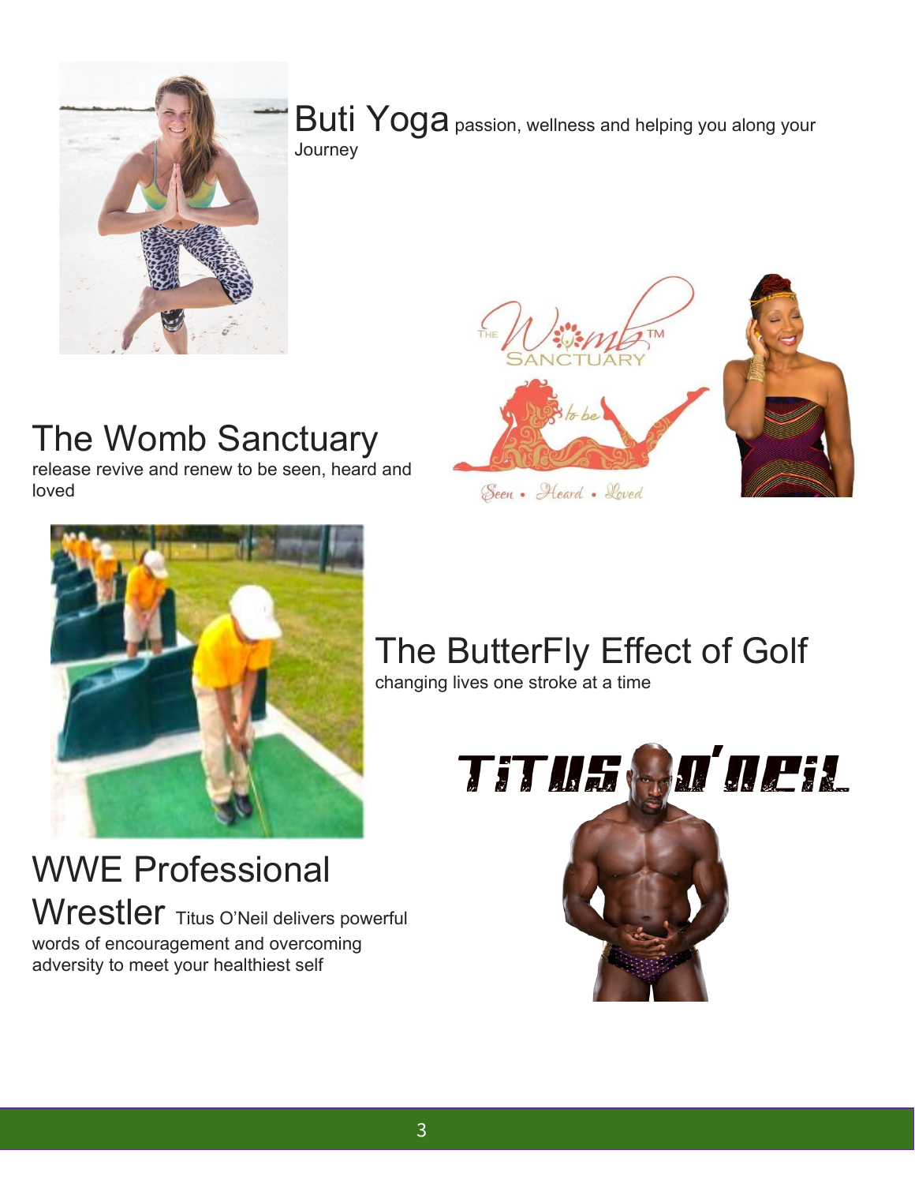## Buti Yoga

passion, wellness and helping you along your Journey

## The Womb Sanctuary

release revive and renew to be seen, heard and loved

## The ButterFly Effect of Golf

changing lives one stroke at a time

## WWE Professional Wrestler

Titus O'Neil delivers powerful words of encouragement and overcoming adversity to meet your healthiest self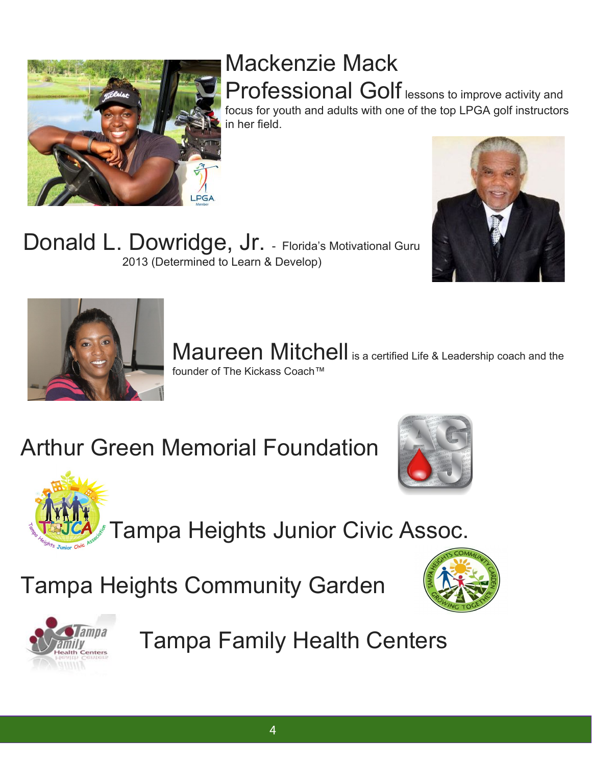## Mackenzie Mack

**Professional Golf** lessons to improve activity and focus for youth and adults with one of the top LPGA golf instructors in her field.

## Donald L. Dowridge, Jr.

- Florida's Motivational Guru 2013 (Determined to Learn & Develop)

## Maureen Mitchell

is a certified Life & Leadership coach and the founder of The Kickass Coach™

## Arthur Green Memorial Foundation

## Tampa Heights Junior Civic Assoc.

## Tampa Heights Community Garden

## Tampa Family Health Centers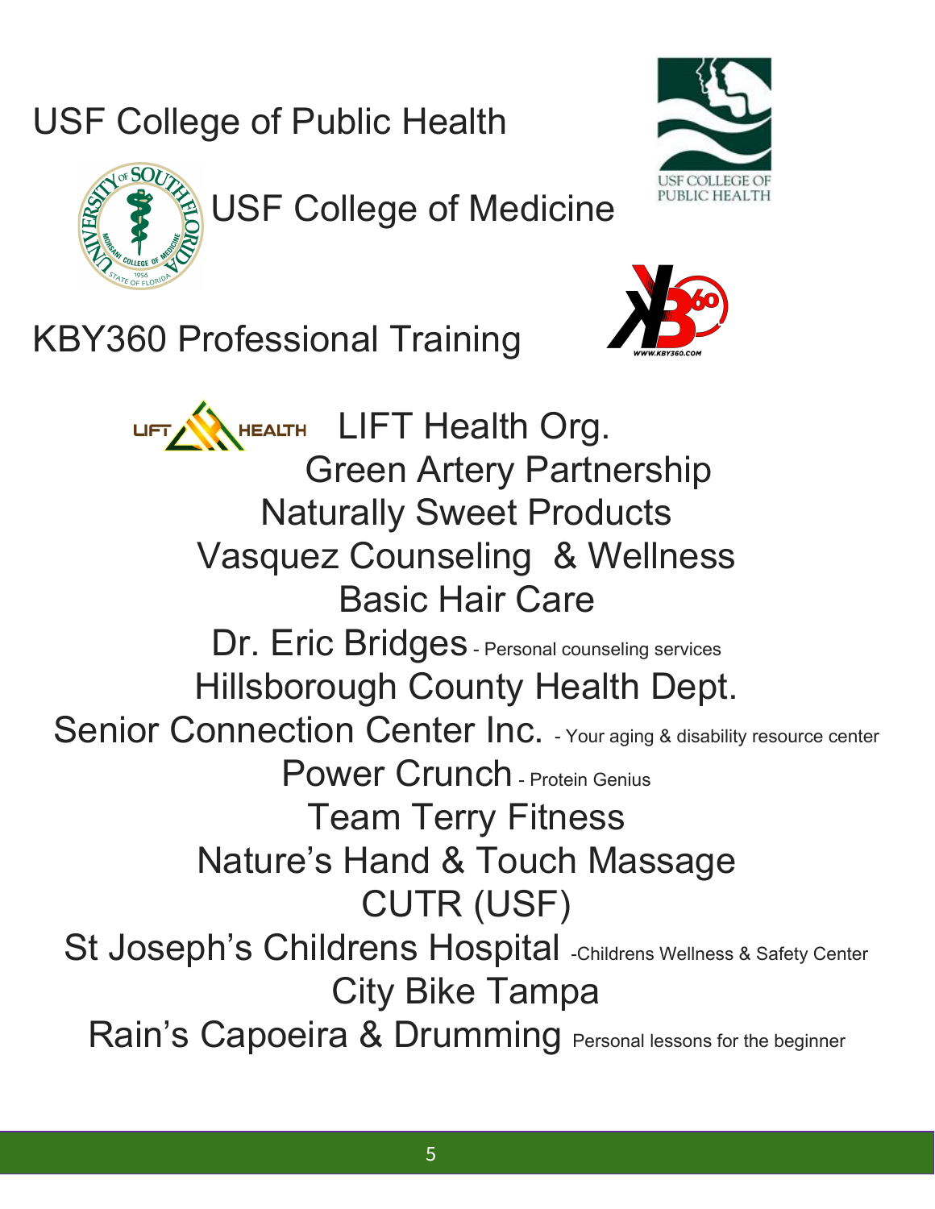USF College of Public Health

USF College of Medicine

KBY360 Professional Training

LIFT Health Org.

Green Artery Partnership

Naturally Sweet Products

Vasquez Counseling & Wellness

Basic Hair Care

Dr. Eric Bridges - Personal counseling services

Hillsborough County Health Dept.

Senior Connection Center Inc. - Your aging & disability resource center

Power Crunch - Protein Genius

Team Terry Fitness

Nature's Hand & Touch Massage

CUTR (USF)

St Joseph's Childrens Hospital -Childrens Wellness & Safety Center

City Bike Tampa

Rain's Capoeira & Drumming Personal lessons for the beginner